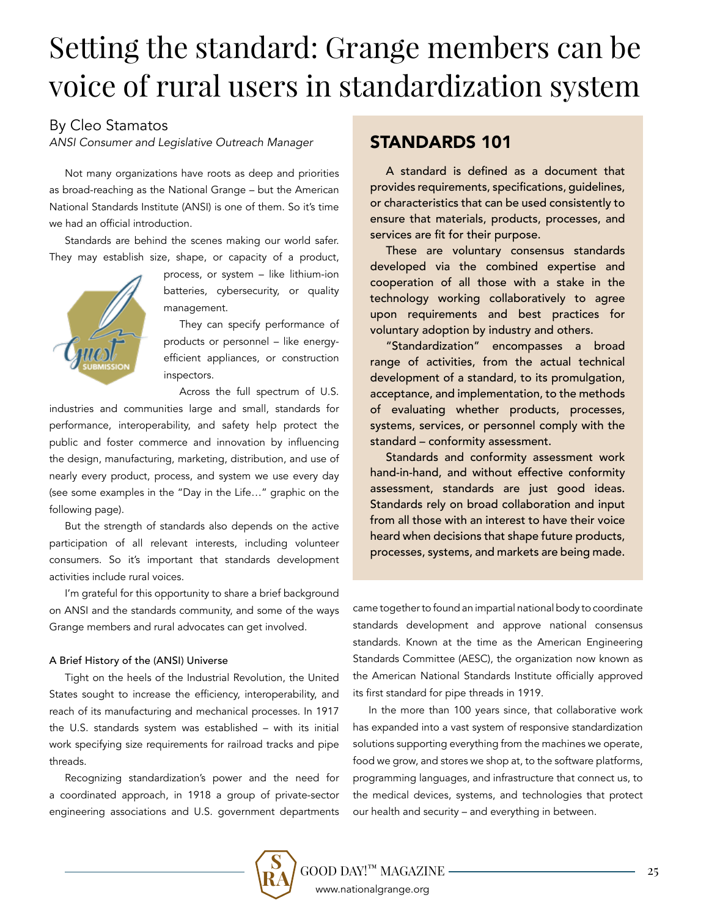# Setting the standard: Grange members can be voice of rural users in standardization system

By Cleo Stamatos

*ANSI Consumer and Legislative Outreach Manager*

Not many organizations have roots as deep and priorities as broad-reaching as the National Grange – but the American National Standards Institute (ANSI) is one of them. So it's time we had an official introduction.

Standards are behind the scenes making our world safer. They may establish size, shape, or capacity of a product, process, or system – like lithium-ion batteries, cybersecurity, or quality management.

They can specify performance of products or personnel – like energy-efficient appliances, or construction inspectors.

Across the full spectrum of U.S. industries and communities large and small, standards for performance, interoperability, and safety help protect the public and foster commerce and innovation by influencing the design, manufacturing, marketing, distribution, and use of nearly every product, process, and system we use every day (see some examples in the "Day in the Life…" graphic on the following page).

But the strength of standards also depends on the active participation of all relevant interests, including volunteer consumers. So it's important that standards development activities include rural voices.

I'm grateful for this opportunity to share a brief background on ANSI and the standards community, and some of the ways Grange members and rural advocates can get involved.

### A Brief History of the (ANSI) Universe

Tight on the heels of the Industrial Revolution, the United States sought to increase the efficiency, interoperability, and reach of its manufacturing and mechanical processes. In 1917 the U.S. standards system was established – with its initial work specifying size requirements for railroad tracks and pipe threads.

Recognizing standardization's power and the need for a coordinated approach, in 1918 a group of private-sector engineering associations and U.S. government departments came together to found an impartial national body to coordinate standards development and approve national consensus standards. Known at the time as the American Engineering Standards Committee (AESC), the organization now known as the American National Standards Institute officially approved its first standard for pipe threads in 1919.

In the more than 100 years since, that collaborative work has expanded into a vast system of responsive standardization solutions supporting everything from the machines we operate, food we grow, and stores we shop at, to the software platforms, programming languages, and infrastructure that connect us, to the medical devices, systems, and technologies that protect our health and security – and everything in between.

## STANDARDS 101

A standard is defined as a document that provides requirements, specifications, guidelines, or characteristics that can be used consistently to ensure that materials, products, processes, and services are fit for their purpose.

These are voluntary consensus standards developed via the combined expertise and cooperation of all those with a stake in the technology working collaboratively to agree upon requirements and best practices for voluntary adoption by industry and others.

"Standardization" encompasses a broad range of activities, from the actual technical development of a standard, to its promulgation, acceptance, and implementation, to the methods of evaluating whether products, processes, systems, services, or personnel comply with the standard – conformity assessment.

Standards and conformity assessment work hand-in-hand, and without effective conformity assessment, standards are just good ideas. Standards rely on broad collaboration and input from all those with an interest to have their voice heard when decisions that shape future products, processes, systems, and markets are being made.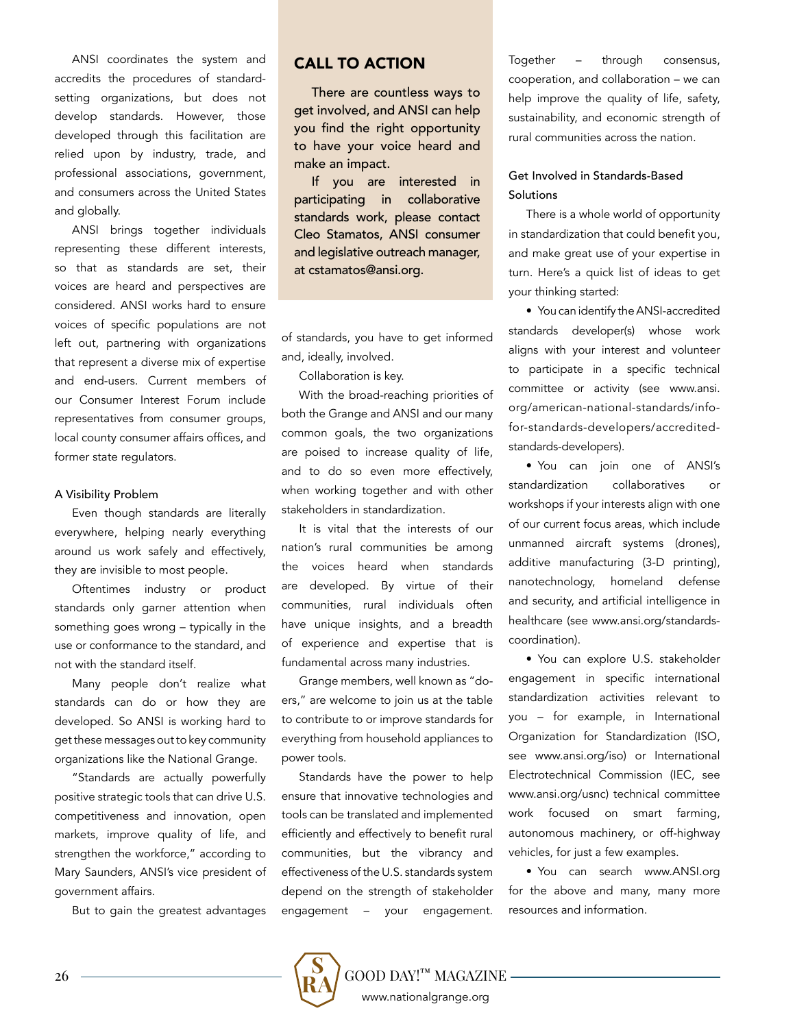ANSI coordinates the system and accredits the procedures of standard-setting organizations, but does not develop standards. However, those developed through this facilitation are relied upon by industry, trade, and professional associations, government, and consumers across the United States and globally.

ANSI brings together individuals representing these different interests, so that as standards are set, their voices are heard and perspectives are considered. ANSI works hard to ensure voices of specific populations are not left out, partnering with organizations that represent a diverse mix of expertise and end-users. Current members of our Consumer Interest Forum include representatives from consumer groups, local county consumer affairs offices, and former state regulators.

### A Visibility Problem

Even though standards are literally everywhere, helping nearly everything around us work safely and effectively, they are invisible to most people.

Oftentimes industry or product standards only garner attention when something goes wrong – typically in the use or conformance to the standard, and not with the standard itself.

Many people don't realize what standards can do or how they are developed. So ANSI is working hard to get these messages out to key community organizations like the National Grange.

"Standards are actually powerfully positive strategic tools that can drive U.S. competitiveness and innovation, open markets, improve quality of life, and strengthen the workforce," according to Mary Saunders, ANSI's vice president of government affairs.

But to gain the greatest advantages of standards, you have to get informed and, ideally, involved.

Collaboration is key.

With the broad-reaching priorities of both the Grange and ANSI and our many common goals, the two organizations are poised to increase quality of life, and to do so even more effectively, when working together and with other stakeholders in standardization.

It is vital that the interests of our nation's rural communities be among the voices heard when standards are developed. By virtue of their communities, rural individuals often have unique insights, and a breadth of experience and expertise that is fundamental across many industries.

Grange members, well known as "do-ers," are welcome to join us at the table to contribute to or improve standards for everything from household appliances to power tools.

Standards have the power to help ensure that innovative technologies and tools can be translated and implemented efficiently and effectively to benefit rural communities, but the vibrancy and effectiveness of the U.S. standards system depend on the strength of stakeholder engagement – your engagement. Together – through consensus, cooperation, and collaboration – we can help improve the quality of life, safety, sustainability, and economic strength of rural communities across the nation.

### Get Involved in Standards-Based Solutions

There is a whole world of opportunity in standardization that could benefit you, and make great use of your expertise in turn. Here's a quick list of ideas to get your thinking started:

- You can identify the ANSI-accredited standards developer(s) whose work aligns with your interest and volunteer to participate in a specific technical committee or activity (see www.ansi.org/american-national-standards/info-for-standards-developers/accredited-standards-developers).
- You can join one of ANSI's standardization collaboratives or workshops if your interests align with one of our current focus areas, which include unmanned aircraft systems (drones), additive manufacturing (3-D printing), nanotechnology, homeland defense and security, and artificial intelligence in healthcare (see www.ansi.org/standards-coordination).
- You can explore U.S. stakeholder engagement in specific international standardization activities relevant to you – for example, in International Organization for Standardization (ISO, see www.ansi.org/iso) or International Electrotechnical Commission (IEC, see www.ansi.org/usnc) technical committee work focused on smart farming, autonomous machinery, or off-highway vehicles, for just a few examples.
- You can search www.ANSI.org for the above and many, many more resources and information.

## CALL TO ACTION

There are countless ways to get involved, and ANSI can help you find the right opportunity to have your voice heard and make an impact.

If you are interested in participating in collaborative standards work, please contact Cleo Stamatos, ANSI consumer and legislative outreach manager, at cstamatos@ansi.org.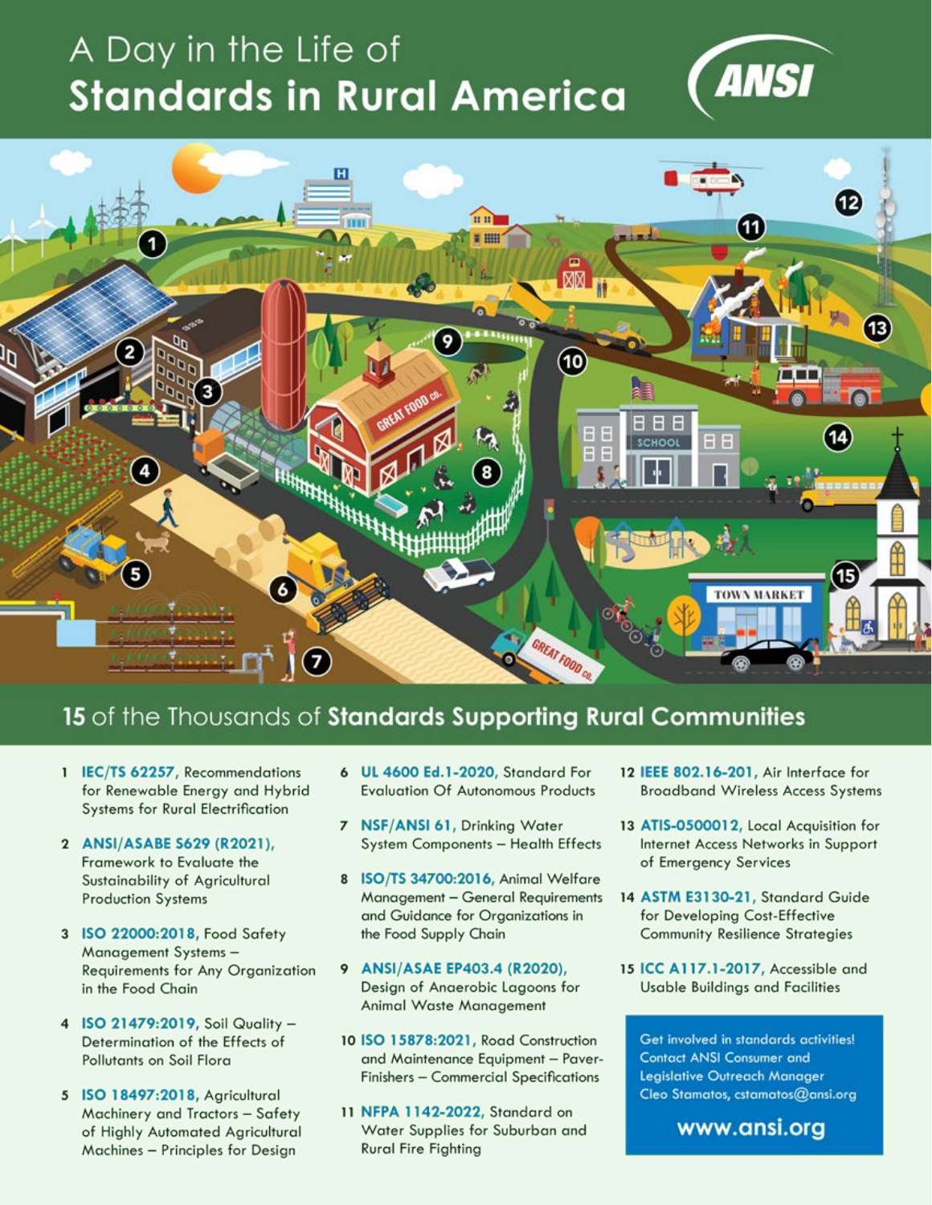# A Day in the Life of **Standards in Rural America**

ANSI

## **15** of the Thousands of **Standards Supporting Rural Communities**

1. **IEC/TS 62257,** Recommendations for Renewable Energy and Hybrid Systems for Rural Electrification
2. **ANSI/ASABE S629 (R2021),** Framework to Evaluate the Sustainability of Agricultural Production Systems
3. **ISO 22000:2018,** Food Safety Management Systems – Requirements for Any Organization in the Food Chain
4. **ISO 21479:2019,** Soil Quality – Determination of the Effects of Pollutants on Soil Flora
5. **ISO 18497:2018,** Agricultural Machinery and Tractors – Safety of Highly Automated Agricultural Machines – Principles for Design
6. **UL 4600 Ed.1-2020,** Standard For Evaluation Of Autonomous Products
7. **NSF/ANSI 61,** Drinking Water System Components – Health Effects
8. **ISO/TS 34700:2016,** Animal Welfare Management – General Requirements and Guidance for Organizations in the Food Supply Chain
9. **ANSI/ASAE EP403.4 (R2020),** Design of Anaerobic Lagoons for Animal Waste Management
10. **ISO 15878:2021,** Road Construction and Maintenance Equipment – Paver-Finishers – Commercial Specifications
11. **NFPA 1142-2022,** Standard on Water Supplies for Suburban and Rural Fire Fighting
12. **IEEE 802.16-201,** Air Interface for Broadband Wireless Access Systems
13. **ATIS-0500012,** Local Acquisition for Internet Access Networks in Support of Emergency Services
14. **ASTM E3130-21,** Standard Guide for Developing Cost-Effective Community Resilience Strategies
15. **ICC A117.1-2017,** Accessible and Usable Buildings and Facilities

Get involved in standards activities! Contact ANSI Consumer and Legislative Outreach Manager Cleo Stamatos, cstamatos@ansi.org

**www.ansi.org**